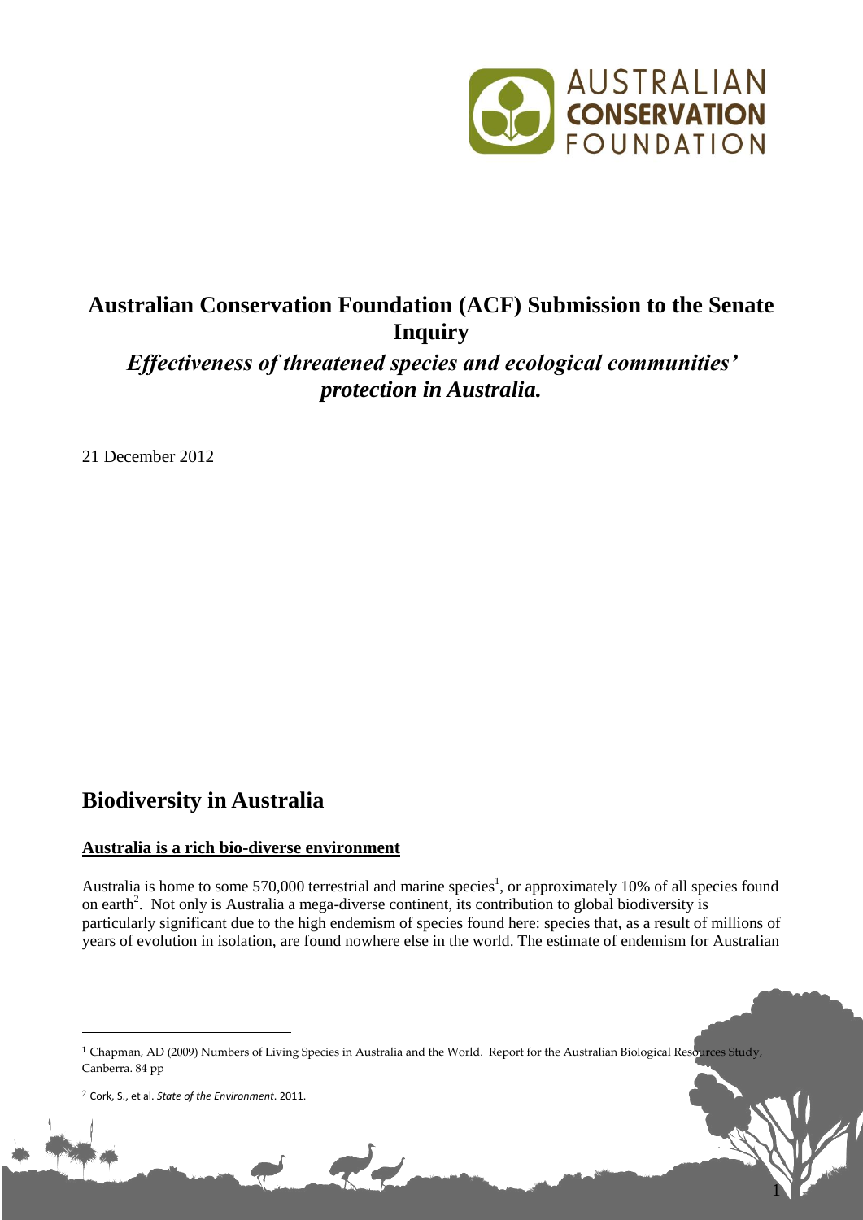**Australian Conservation Foundation (ACF) Submission to the Senate Inquiry**

***Effectiveness of threatened species and ecological communities' protection in Australia.***

21 December 2012

# Biodiversity in Australia

**Australia is a rich bio-diverse environment**

Australia is home to some 570,000 terrestrial and marine species[1], or approximately 10% of all species found on earth[2]. Not only is Australia a mega-diverse continent, its contribution to global biodiversity is particularly significant due to the high endemism of species found here: species that, as a result of millions of years of evolution in isolation, are found nowhere else in the world. The estimate of endemism for Australian

[1] Chapman, AD (2009) Numbers of Living Species in Australia and the World. Report for the Australian Biological Resources Study, Canberra. 84 pp

[2] Cork, S., et al. *State of the Environment*. 2011.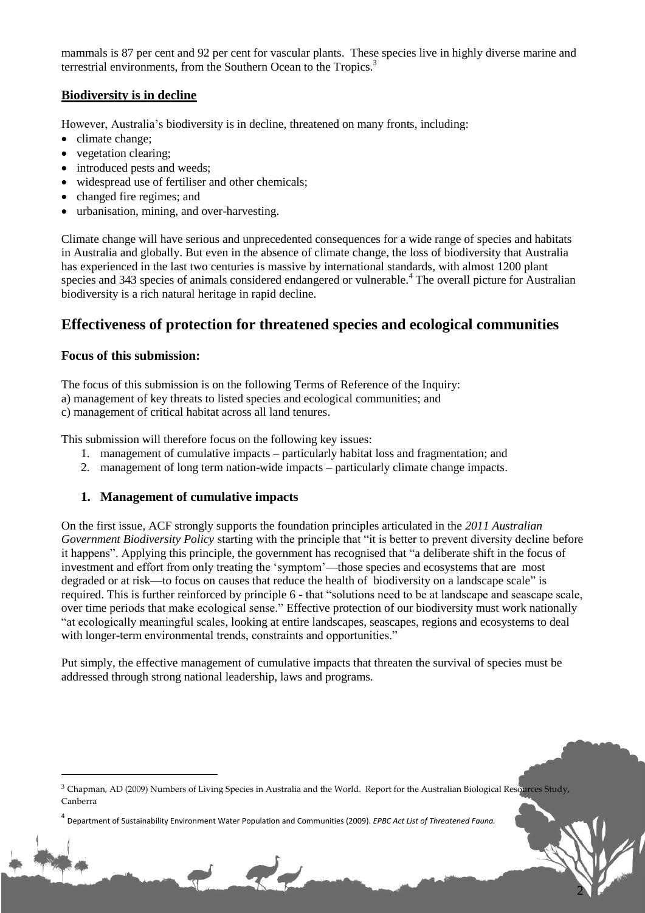mammals is 87 per cent and 92 per cent for vascular plants. These species live in highly diverse marine and terrestrial environments, from the Southern Ocean to the Tropics.[3]

### Biodiversity is in decline

However, Australia's biodiversity is in decline, threatened on many fronts, including:

- climate change;
- vegetation clearing;
- introduced pests and weeds;
- widespread use of fertiliser and other chemicals;
- changed fire regimes; and
- urbanisation, mining, and over-harvesting.

Climate change will have serious and unprecedented consequences for a wide range of species and habitats in Australia and globally. But even in the absence of climate change, the loss of biodiversity that Australia has experienced in the last two centuries is massive by international standards, with almost 1200 plant species and 343 species of animals considered endangered or vulnerable.[4] The overall picture for Australian biodiversity is a rich natural heritage in rapid decline.

## Effectiveness of protection for threatened species and ecological communities

### Focus of this submission:

The focus of this submission is on the following Terms of Reference of the Inquiry:
a) management of key threats to listed species and ecological communities; and
c) management of critical habitat across all land tenures.

This submission will therefore focus on the following key issues:

1. management of cumulative impacts – particularly habitat loss and fragmentation; and
2. management of long term nation-wide impacts – particularly climate change impacts.

### 1. Management of cumulative impacts

On the first issue, ACF strongly supports the foundation principles articulated in the *2011 Australian Government Biodiversity Policy* starting with the principle that "it is better to prevent diversity decline before it happens". Applying this principle, the government has recognised that "a deliberate shift in the focus of investment and effort from only treating the 'symptom'—those species and ecosystems that are most degraded or at risk—to focus on causes that reduce the health of biodiversity on a landscape scale" is required. This is further reinforced by principle 6 - that "solutions need to be at landscape and seascape scale, over time periods that make ecological sense." Effective protection of our biodiversity must work nationally "at ecologically meaningful scales, looking at entire landscapes, seascapes, regions and ecosystems to deal with longer-term environmental trends, constraints and opportunities."

Put simply, the effective management of cumulative impacts that threaten the survival of species must be addressed through strong national leadership, laws and programs.

---

[3] Chapman, AD (2009) Numbers of Living Species in Australia and the World. Report for the Australian Biological Resources Study, Canberra

[4] Department of Sustainability Environment Water Population and Communities (2009). *EPBC Act List of Threatened Fauna.*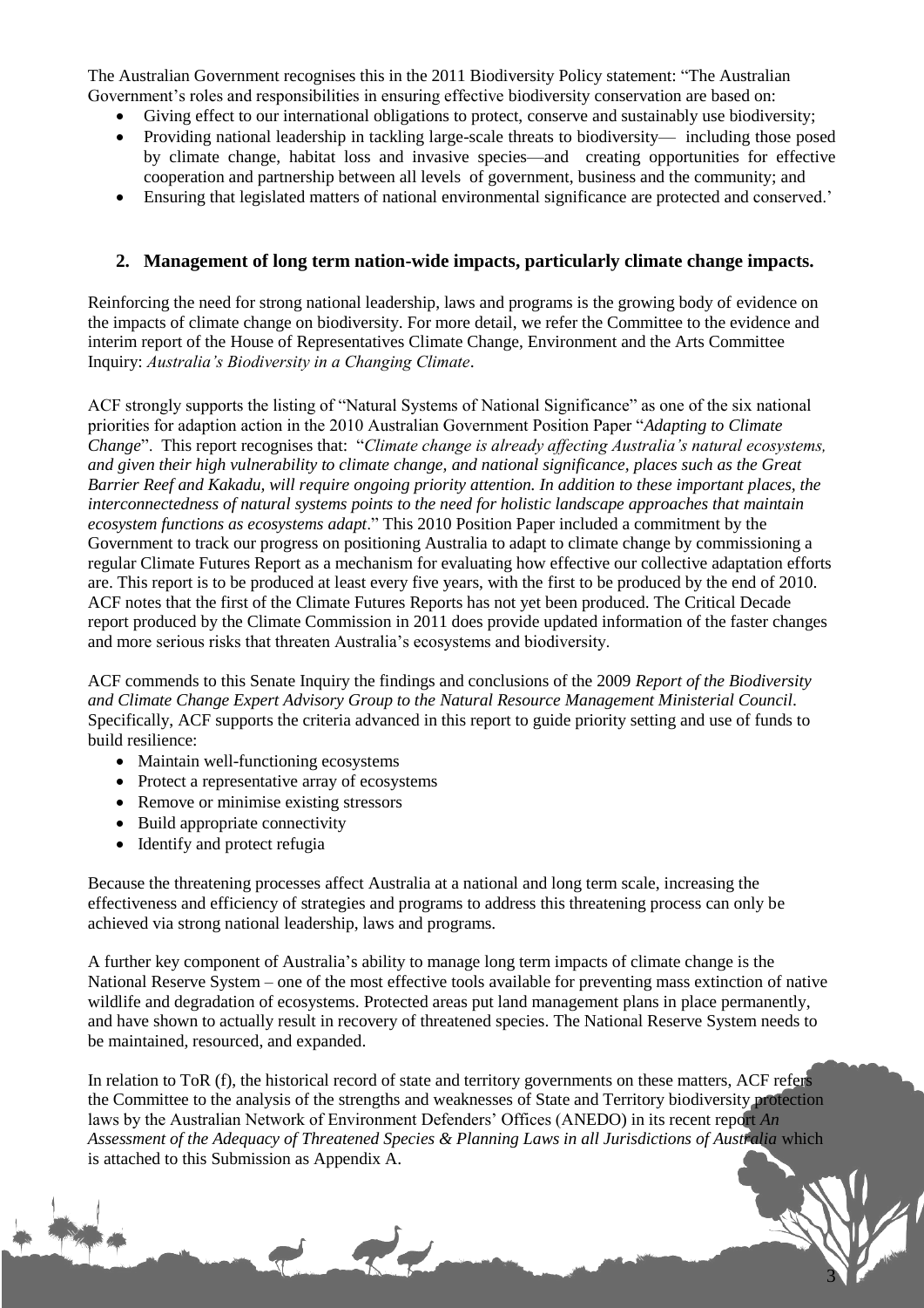The Australian Government recognises this in the 2011 Biodiversity Policy statement: "The Australian Government's roles and responsibilities in ensuring effective biodiversity conservation are based on:

- Giving effect to our international obligations to protect, conserve and sustainably use biodiversity;
- Providing national leadership in tackling large-scale threats to biodiversity— including those posed by climate change, habitat loss and invasive species—and creating opportunities for effective cooperation and partnership between all levels of government, business and the community; and
- Ensuring that legislated matters of national environmental significance are protected and conserved.'

## 2. Management of long term nation-wide impacts, particularly climate change impacts.

Reinforcing the need for strong national leadership, laws and programs is the growing body of evidence on the impacts of climate change on biodiversity. For more detail, we refer the Committee to the evidence and interim report of the House of Representatives Climate Change, Environment and the Arts Committee Inquiry: *Australia's Biodiversity in a Changing Climate*.

ACF strongly supports the listing of "Natural Systems of National Significance" as one of the six national priorities for adaption action in the 2010 Australian Government Position Paper "*Adapting to Climate Change*". This report recognises that: "*Climate change is already affecting Australia's natural ecosystems, and given their high vulnerability to climate change, and national significance, places such as the Great Barrier Reef and Kakadu, will require ongoing priority attention. In addition to these important places, the interconnectedness of natural systems points to the need for holistic landscape approaches that maintain ecosystem functions as ecosystems adapt*." This 2010 Position Paper included a commitment by the Government to track our progress on positioning Australia to adapt to climate change by commissioning a regular Climate Futures Report as a mechanism for evaluating how effective our collective adaptation efforts are. This report is to be produced at least every five years, with the first to be produced by the end of 2010. ACF notes that the first of the Climate Futures Reports has not yet been produced. The Critical Decade report produced by the Climate Commission in 2011 does provide updated information of the faster changes and more serious risks that threaten Australia's ecosystems and biodiversity.

ACF commends to this Senate Inquiry the findings and conclusions of the 2009 *Report of the Biodiversity and Climate Change Expert Advisory Group to the Natural Resource Management Ministerial Council*. Specifically, ACF supports the criteria advanced in this report to guide priority setting and use of funds to build resilience:

- Maintain well-functioning ecosystems
- Protect a representative array of ecosystems
- Remove or minimise existing stressors
- Build appropriate connectivity
- Identify and protect refugia

Because the threatening processes affect Australia at a national and long term scale, increasing the effectiveness and efficiency of strategies and programs to address this threatening process can only be achieved via strong national leadership, laws and programs.

A further key component of Australia's ability to manage long term impacts of climate change is the National Reserve System – one of the most effective tools available for preventing mass extinction of native wildlife and degradation of ecosystems. Protected areas put land management plans in place permanently, and have shown to actually result in recovery of threatened species. The National Reserve System needs to be maintained, resourced, and expanded.

In relation to ToR (f), the historical record of state and territory governments on these matters, ACF refers the Committee to the analysis of the strengths and weaknesses of State and Territory biodiversity protection laws by the Australian Network of Environment Defenders' Offices (ANEDO) in its recent report *An Assessment of the Adequacy of Threatened Species & Planning Laws in all Jurisdictions of Australia* which is attached to this Submission as Appendix A.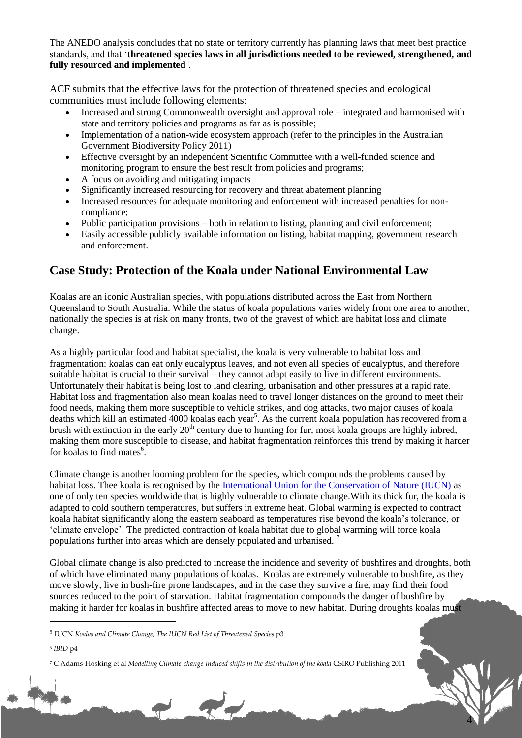The ANEDO analysis concludes that no state or territory currently has planning laws that meet best practice standards, and that '**threatened species laws in all jurisdictions needed to be reviewed, strengthened, and fully resourced and implemented**'.

ACF submits that the effective laws for the protection of threatened species and ecological communities must include following elements:

- Increased and strong Commonwealth oversight and approval role – integrated and harmonised with state and territory policies and programs as far as is possible;
- Implementation of a nation-wide ecosystem approach (refer to the principles in the Australian Government Biodiversity Policy 2011)
- Effective oversight by an independent Scientific Committee with a well-funded science and monitoring program to ensure the best result from policies and programs;
- A focus on avoiding and mitigating impacts
- Significantly increased resourcing for recovery and threat abatement planning
- Increased resources for adequate monitoring and enforcement with increased penalties for non-compliance;
- Public participation provisions – both in relation to listing, planning and civil enforcement;
- Easily accessible publicly available information on listing, habitat mapping, government research and enforcement.

## Case Study: Protection of the Koala under National Environmental Law

Koalas are an iconic Australian species, with populations distributed across the East from Northern Queensland to South Australia. While the status of koala populations varies widely from one area to another, nationally the species is at risk on many fronts, two of the gravest of which are habitat loss and climate change.

As a highly particular food and habitat specialist, the koala is very vulnerable to habitat loss and fragmentation: koalas can eat only eucalyptus leaves, and not even all species of eucalyptus, and therefore suitable habitat is crucial to their survival – they cannot adapt easily to live in different environments. Unfortunately their habitat is being lost to land clearing, urbanisation and other pressures at a rapid rate. Habitat loss and fragmentation also mean koalas need to travel longer distances on the ground to meet their food needs, making them more susceptible to vehicle strikes, and dog attacks, two major causes of koala deaths which kill an estimated 4000 koalas each year[5]. As the current koala population has recovered from a brush with extinction in the early 20th century due to hunting for fur, most koala groups are highly inbred, making them more susceptible to disease, and habitat fragmentation reinforces this trend by making it harder for koalas to find mates[6].

Climate change is another looming problem for the species, which compounds the problems caused by habitat loss. Thee koala is recognised by the [International Union for the Conservation of Nature (IUCN)]() as one of only ten species worldwide that is highly vulnerable to climate change.With its thick fur, the koala is adapted to cold southern temperatures, but suffers in extreme heat. Global warming is expected to contract koala habitat significantly along the eastern seaboard as temperatures rise beyond the koala's tolerance, or 'climate envelope'. The predicted contraction of koala habitat due to global warming will force koala populations further into areas which are densely populated and urbanised. [7]

Global climate change is also predicted to increase the incidence and severity of bushfires and droughts, both of which have eliminated many populations of koalas. Koalas are extremely vulnerable to bushfire, as they move slowly, live in bush-fire prone landscapes, and in the case they survive a fire, may find their food sources reduced to the point of starvation. Habitat fragmentation compounds the danger of bushfire by making it harder for koalas in bushfire affected areas to move to new habitat. During droughts koalas must

---

[5] IUCN *Koalas and Climate Change, The IUCN Red List of Threatened Species* p3

[6] *IBID* p4

[7] C Adams-Hosking et al *Modelling Climate-change-induced shifts in the distribution of the koala* CSIRO Publishing 2011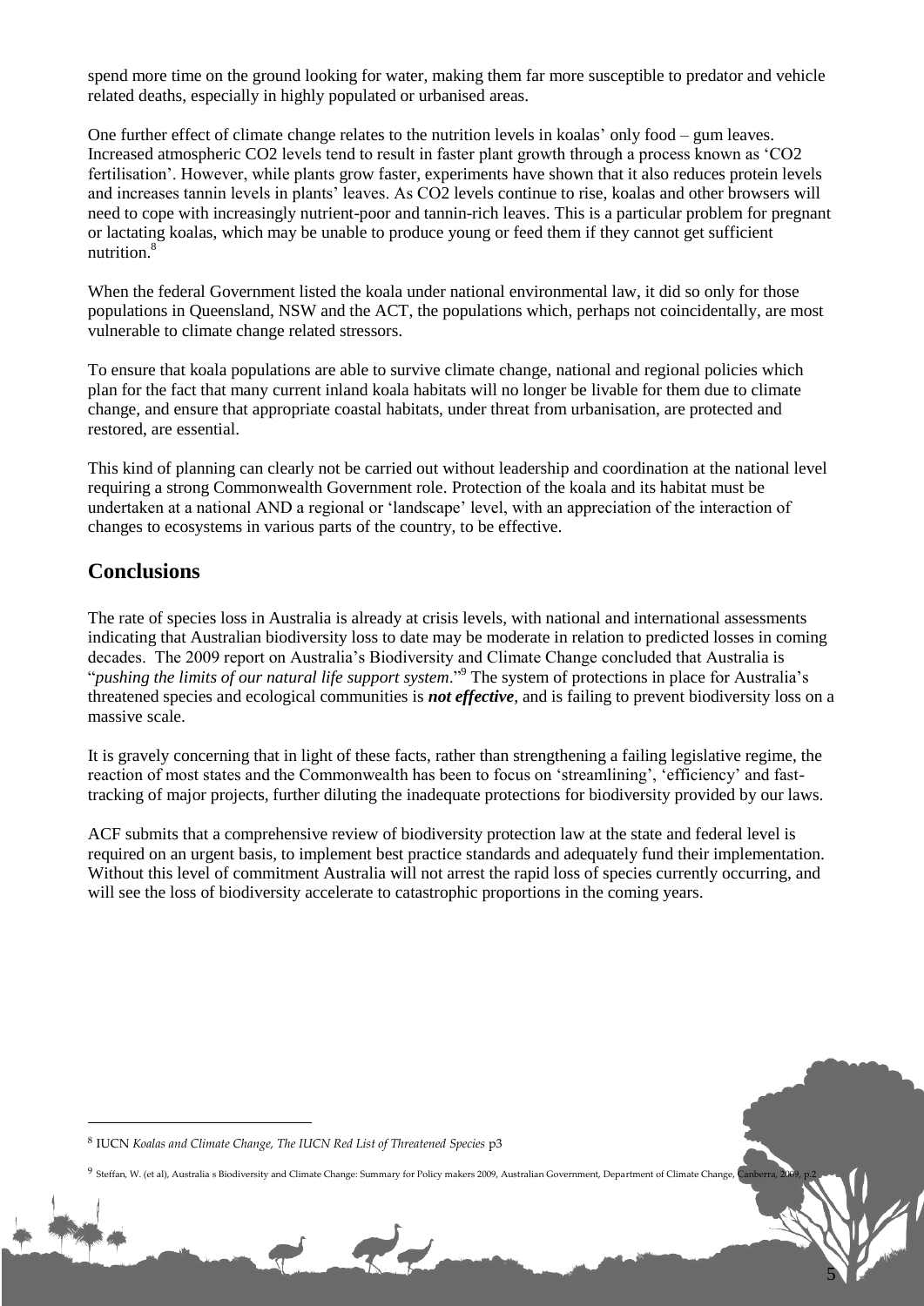spend more time on the ground looking for water, making them far more susceptible to predator and vehicle related deaths, especially in highly populated or urbanised areas.

One further effect of climate change relates to the nutrition levels in koalas' only food – gum leaves. Increased atmospheric $CO_2$ levels tend to result in faster plant growth through a process known as '$CO_2$ fertilisation'. However, while plants grow faster, experiments have shown that it also reduces protein levels and increases tannin levels in plants' leaves. As $CO_2$ levels continue to rise, koalas and other browsers will need to cope with increasingly nutrient-poor and tannin-rich leaves. This is a particular problem for pregnant or lactating koalas, which may be unable to produce young or feed them if they cannot get sufficient nutrition.[8]

When the federal Government listed the koala under national environmental law, it did so only for those populations in Queensland, NSW and the ACT, the populations which, perhaps not coincidentally, are most vulnerable to climate change related stressors.

To ensure that koala populations are able to survive climate change, national and regional policies which plan for the fact that many current inland koala habitats will no longer be livable for them due to climate change, and ensure that appropriate coastal habitats, under threat from urbanisation, are protected and restored, are essential.

This kind of planning can clearly not be carried out without leadership and coordination at the national level requiring a strong Commonwealth Government role. Protection of the koala and its habitat must be undertaken at a national AND a regional or 'landscape' level, with an appreciation of the interaction of changes to ecosystems in various parts of the country, to be effective.

## Conclusions

The rate of species loss in Australia is already at crisis levels, with national and international assessments indicating that Australian biodiversity loss to date may be moderate in relation to predicted losses in coming decades. The 2009 report on Australia's Biodiversity and Climate Change concluded that Australia is "*pushing the limits of our natural life support system*."[9] The system of protections in place for Australia's threatened species and ecological communities is ***not effective***, and is failing to prevent biodiversity loss on a massive scale.

It is gravely concerning that in light of these facts, rather than strengthening a failing legislative regime, the reaction of most states and the Commonwealth has been to focus on 'streamlining', 'efficiency' and fast-tracking of major projects, further diluting the inadequate protections for biodiversity provided by our laws.

ACF submits that a comprehensive review of biodiversity protection law at the state and federal level is required on an urgent basis, to implement best practice standards and adequately fund their implementation. Without this level of commitment Australia will not arrest the rapid loss of species currently occurring, and will see the loss of biodiversity accelerate to catastrophic proportions in the coming years.

---

[8] IUCN *Koalas and Climate Change, The IUCN Red List of Threatened Species* p3

[9] Steffan, W. (et al), Australia s Biodiversity and Climate Change: Summary for Policy makers 2009, Australian Government, Department of Climate Change, Canberra, 2009, p.2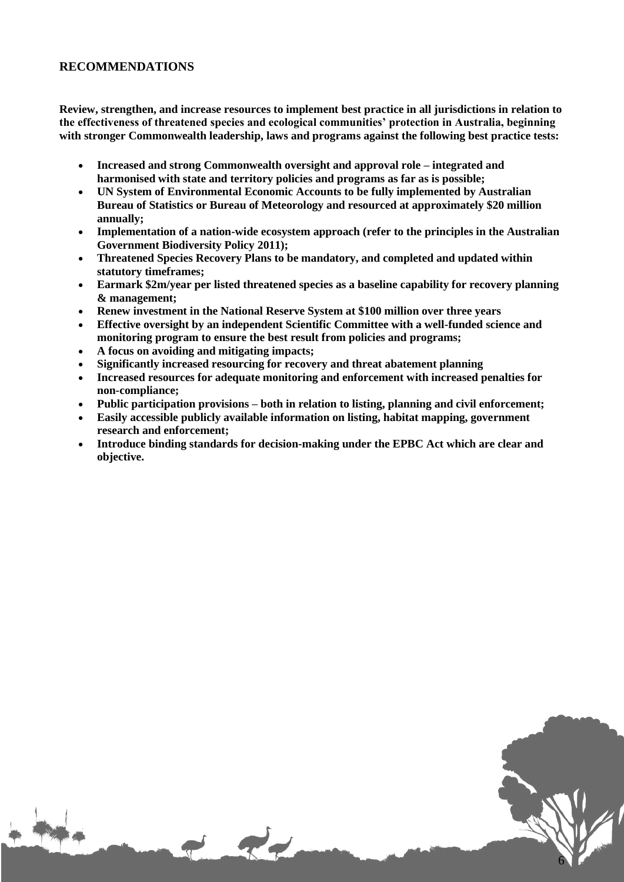## RECOMMENDATIONS

**Review, strengthen, and increase resources to implement best practice in all jurisdictions in relation to the effectiveness of threatened species and ecological communities' protection in Australia, beginning with stronger Commonwealth leadership, laws and programs against the following best practice tests:**

- **Increased and strong Commonwealth oversight and approval role – integrated and harmonised with state and territory policies and programs as far as is possible;**
- **UN System of Environmental Economic Accounts to be fully implemented by Australian Bureau of Statistics or Bureau of Meteorology and resourced at approximately $20 million annually;**
- **Implementation of a nation-wide ecosystem approach (refer to the principles in the Australian Government Biodiversity Policy 2011);**
- **Threatened Species Recovery Plans to be mandatory, and completed and updated within statutory timeframes;**
- **Earmark $2m/year per listed threatened species as a baseline capability for recovery planning & management;**
- **Renew investment in the National Reserve System at $100 million over three years**
- **Effective oversight by an independent Scientific Committee with a well-funded science and monitoring program to ensure the best result from policies and programs;**
- **A focus on avoiding and mitigating impacts;**
- **Significantly increased resourcing for recovery and threat abatement planning**
- **Increased resources for adequate monitoring and enforcement with increased penalties for non-compliance;**
- **Public participation provisions – both in relation to listing, planning and civil enforcement;**
- **Easily accessible publicly available information on listing, habitat mapping, government research and enforcement;**
- **Introduce binding standards for decision-making under the EPBC Act which are clear and objective.**